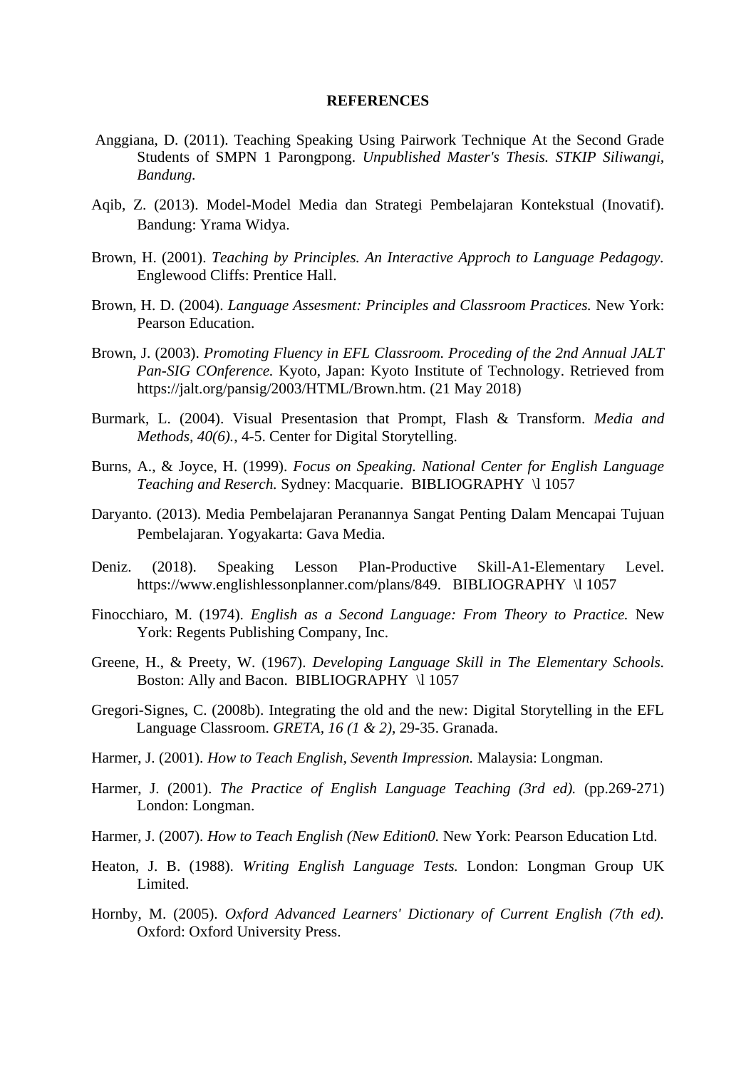**REFERENCES**

Anggiana, D. (2011). Teaching Speaking Using Pairwork Technique At the Second Grade Students of SMPN 1 Parongpong. *Unpublished Master's Thesis. STKIP Siliwangi, Bandung.*

Aqib, Z. (2013). Model-Model Media dan Strategi Pembelajaran Kontekstual (Inovatif). Bandung: Yrama Widya.

Brown, H. (2001). *Teaching by Principles. An Interactive Approch to Language Pedagogy.* Englewood Cliffs: Prentice Hall.

Brown, H. D. (2004). *Language Assesment: Principles and Classroom Practices.* New York: Pearson Education.

Brown, J. (2003). *Promoting Fluency in EFL Classroom. Proceding of the 2nd Annual JALT Pan-SIG COnference.* Kyoto, Japan: Kyoto Institute of Technology. Retrieved from https://jalt.org/pansig/2003/HTML/Brown.htm. (21 May 2018)

Burmark, L. (2004). Visual Presentasion that Prompt, Flash & Transform. *Media and Methods, 40(6).*, 4-5. Center for Digital Storytelling.

Burns, A., & Joyce, H. (1999). *Focus on Speaking. National Center for English Language Teaching and Reserch.* Sydney: Macquarie. BIBLIOGRAPHY \l 1057

Daryanto. (2013). Media Pembelajaran Peranannya Sangat Penting Dalam Mencapai Tujuan Pembelajaran. Yogyakarta: Gava Media.

Deniz. (2018). Speaking Lesson Plan-Productive Skill-A1-Elementary Level. https://www.englishlessonplanner.com/plans/849. BIBLIOGRAPHY \l 1057

Finocchiaro, M. (1974). *English as a Second Language: From Theory to Practice.* New York: Regents Publishing Company, Inc.

Greene, H., & Preety, W. (1967). *Developing Language Skill in The Elementary Schools.* Boston: Ally and Bacon. BIBLIOGRAPHY \l 1057

Gregori-Signes, C. (2008b). Integrating the old and the new: Digital Storytelling in the EFL Language Classroom. *GRETA, 16 (1 & 2)*, 29-35. Granada.

Harmer, J. (2001). *How to Teach English, Seventh Impression.* Malaysia: Longman.

Harmer, J. (2001). *The Practice of English Language Teaching (3rd ed).* (pp.269-271) London: Longman.

Harmer, J. (2007). *How to Teach English (New Edition0.* New York: Pearson Education Ltd.

Heaton, J. B. (1988). *Writing English Language Tests.* London: Longman Group UK Limited.

Hornby, M. (2005). *Oxford Advanced Learners' Dictionary of Current English (7th ed).* Oxford: Oxford University Press.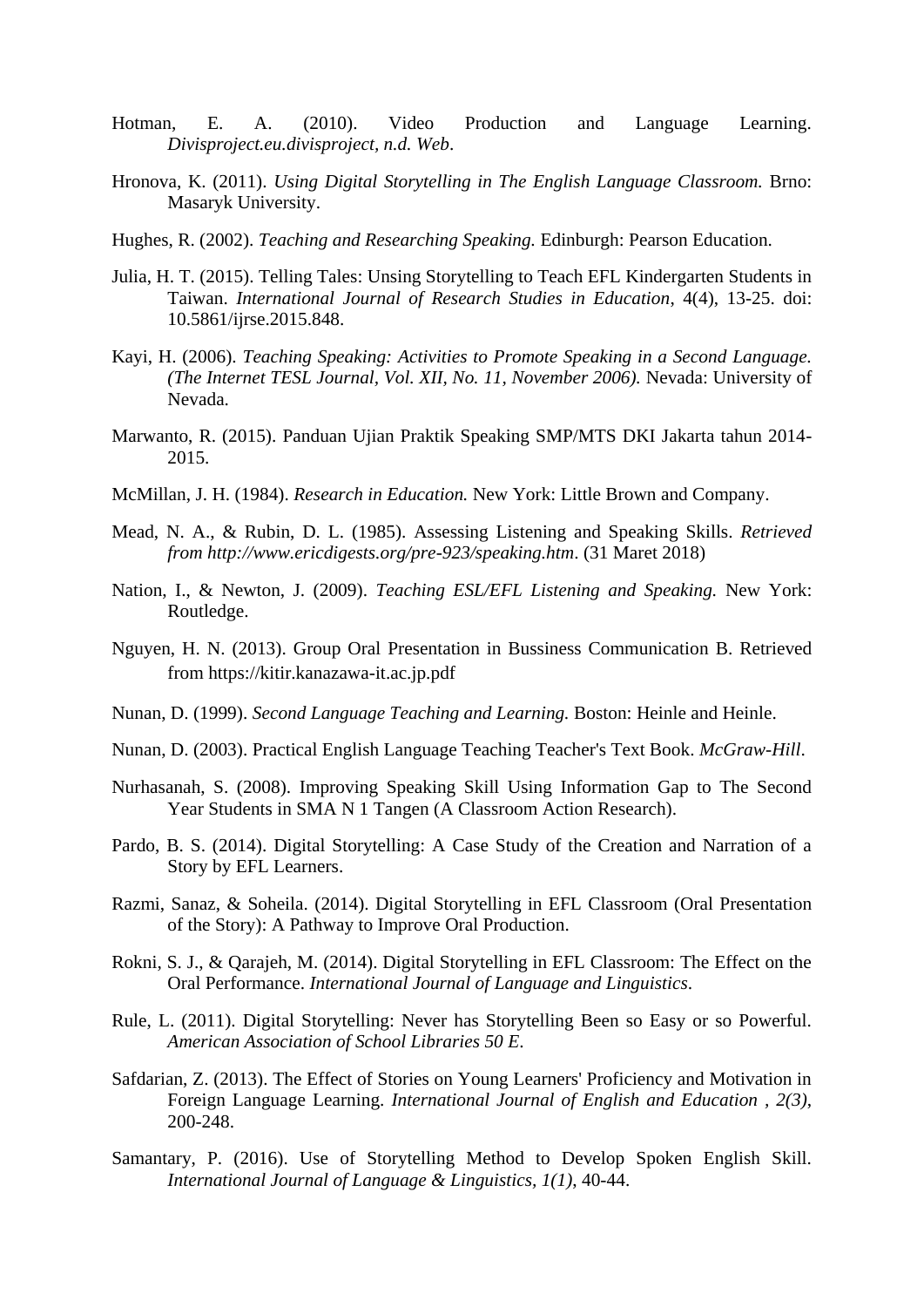Hotman, E. A. (2010). Video Production and Language Learning. *Divisproject.eu.divisproject, n.d. Web*.

Hronova, K. (2011). *Using Digital Storytelling in The English Language Classroom.* Brno: Masaryk University.

Hughes, R. (2002). *Teaching and Researching Speaking.* Edinburgh: Pearson Education.

Julia, H. T. (2015). Telling Tales: Unsing Storytelling to Teach EFL Kindergarten Students in Taiwan. *International Journal of Research Studies in Education*, 4(4), 13-25. doi: 10.5861/ijrse.2015.848.

Kayi, H. (2006). *Teaching Speaking: Activities to Promote Speaking in a Second Language. (The Internet TESL Journal, Vol. XII, No. 11, November 2006).* Nevada: University of Nevada.

Marwanto, R. (2015). Panduan Ujian Praktik Speaking SMP/MTS DKI Jakarta tahun 2014-2015.

McMillan, J. H. (1984). *Research in Education.* New York: Little Brown and Company.

Mead, N. A., & Rubin, D. L. (1985). Assessing Listening and Speaking Skills. *Retrieved from http://www.ericdigests.org/pre-923/speaking.htm*. (31 Maret 2018)

Nation, I., & Newton, J. (2009). *Teaching ESL/EFL Listening and Speaking.* New York: Routledge.

Nguyen, H. N. (2013). Group Oral Presentation in Bussiness Communication B. Retrieved from https://kitir.kanazawa-it.ac.jp.pdf

Nunan, D. (1999). *Second Language Teaching and Learning.* Boston: Heinle and Heinle.

Nunan, D. (2003). Practical English Language Teaching Teacher's Text Book. *McGraw-Hill*.

Nurhasanah, S. (2008). Improving Speaking Skill Using Information Gap to The Second Year Students in SMA N 1 Tangen (A Classroom Action Research).

Pardo, B. S. (2014). Digital Storytelling: A Case Study of the Creation and Narration of a Story by EFL Learners.

Razmi, Sanaz, & Soheila. (2014). Digital Storytelling in EFL Classroom (Oral Presentation of the Story): A Pathway to Improve Oral Production.

Rokni, S. J., & Qarajeh, M. (2014). Digital Storytelling in EFL Classroom: The Effect on the Oral Performance. *International Journal of Language and Linguistics*.

Rule, L. (2011). Digital Storytelling: Never has Storytelling Been so Easy or so Powerful. *American Association of School Libraries 50 E*.

Safdarian, Z. (2013). The Effect of Stories on Young Learners' Proficiency and Motivation in Foreign Language Learning. *International Journal of English and Education , 2(3)*, 200-248.

Samantary, P. (2016). Use of Storytelling Method to Develop Spoken English Skill. *International Journal of Language & Linguistics, 1(1)*, 40-44.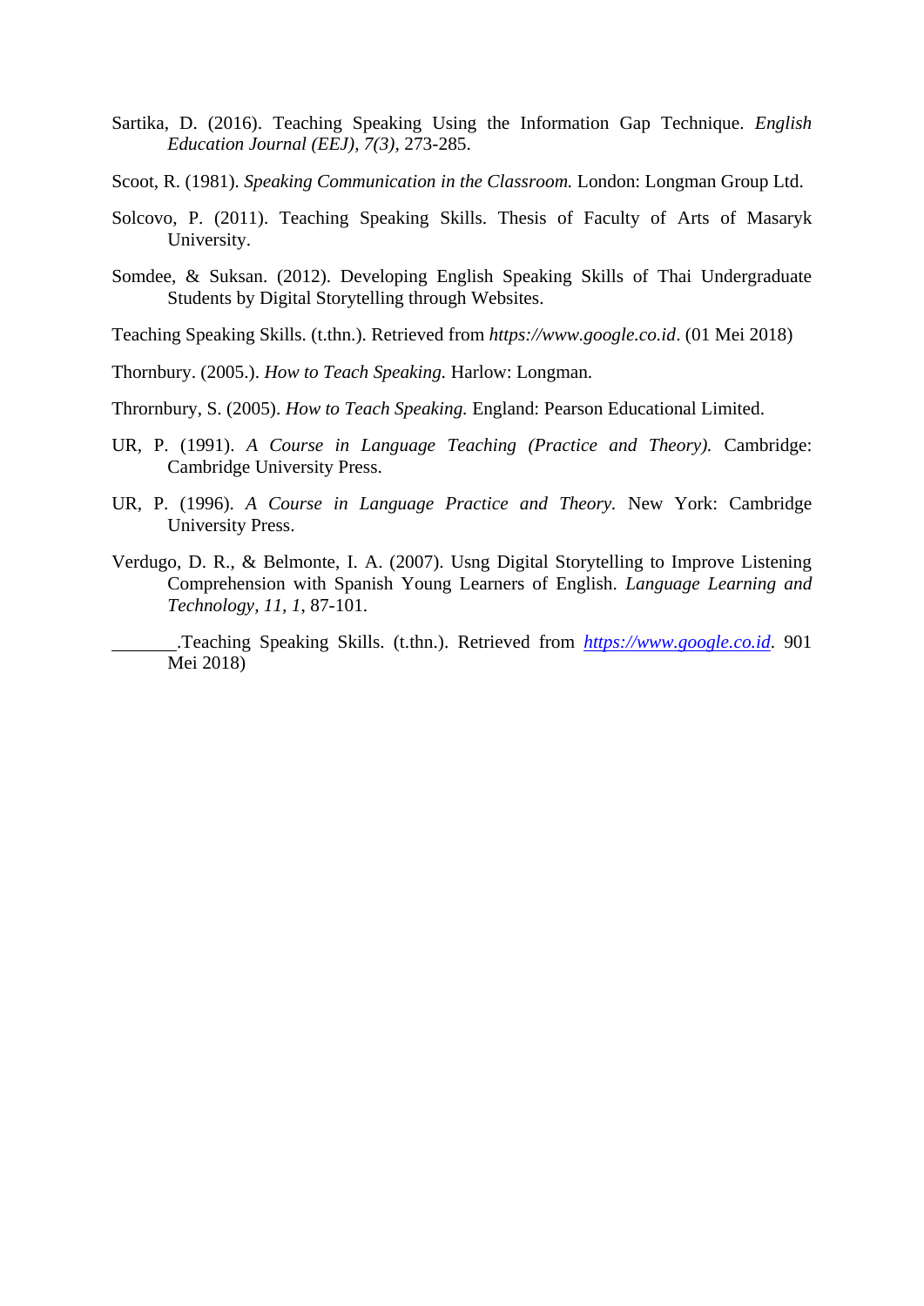Sartika, D. (2016). Teaching Speaking Using the Information Gap Technique. *English Education Journal (EEJ), 7(3)*, 273-285.

Scoot, R. (1981). *Speaking Communication in the Classroom.* London: Longman Group Ltd.

Solcovo, P. (2011). Teaching Speaking Skills. Thesis of Faculty of Arts of Masaryk University.

Somdee, & Suksan. (2012). Developing English Speaking Skills of Thai Undergraduate Students by Digital Storytelling through Websites.

Teaching Speaking Skills. (t.thn.). Retrieved from *https://www.google.co.id*. (01 Mei 2018)

Thornbury. (2005.). *How to Teach Speaking.* Harlow: Longman.

Thrornbury, S. (2005). *How to Teach Speaking.* England: Pearson Educational Limited.

UR, P. (1991). *A Course in Language Teaching (Practice and Theory).* Cambridge: Cambridge University Press.

UR, P. (1996). *A Course in Language Practice and Theory.* New York: Cambridge University Press.

Verdugo, D. R., & Belmonte, I. A. (2007). Usng Digital Storytelling to Improve Listening Comprehension with Spanish Young Learners of English. *Language Learning and Technology*, *11*, *1*, 87-101.

_______.Teaching Speaking Skills. (t.thn.). Retrieved from *https://www.google.co.id*. 901 Mei 2018)